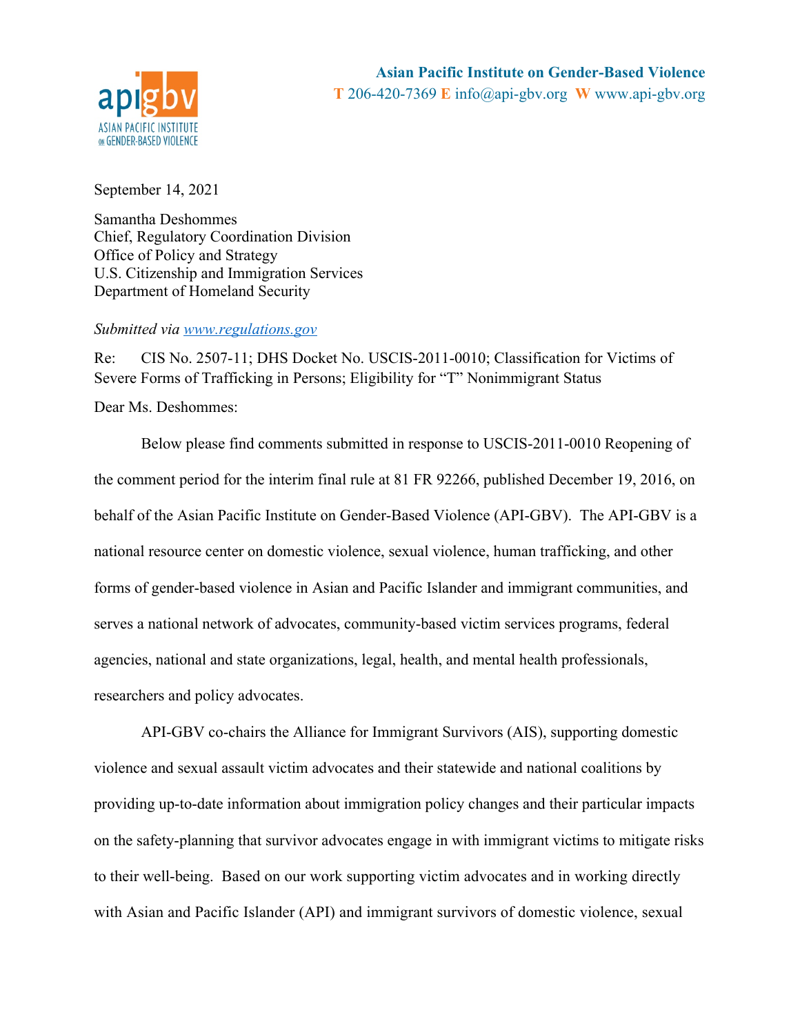**Asian Pacific Institute on Gender-Based Violence**
**T** 206-420-7369 **E** info@api-gbv.org **W** www.api-gbv.org

September 14, 2021

Samantha Deshommes
Chief, Regulatory Coordination Division
Office of Policy and Strategy
U.S. Citizenship and Immigration Services
Department of Homeland Security

*Submitted via www.regulations.gov*

Re: CIS No. 2507-11; DHS Docket No. USCIS-2011-0010; Classification for Victims of Severe Forms of Trafficking in Persons; Eligibility for "T" Nonimmigrant Status

Dear Ms. Deshommes:

Below please find comments submitted in response to USCIS-2011-0010 Reopening of the comment period for the interim final rule at 81 FR 92266, published December 19, 2016, on behalf of the Asian Pacific Institute on Gender-Based Violence (API-GBV). The API-GBV is a national resource center on domestic violence, sexual violence, human trafficking, and other forms of gender-based violence in Asian and Pacific Islander and immigrant communities, and serves a national network of advocates, community-based victim services programs, federal agencies, national and state organizations, legal, health, and mental health professionals, researchers and policy advocates.

API-GBV co-chairs the Alliance for Immigrant Survivors (AIS), supporting domestic violence and sexual assault victim advocates and their statewide and national coalitions by providing up-to-date information about immigration policy changes and their particular impacts on the safety-planning that survivor advocates engage in with immigrant victims to mitigate risks to their well-being. Based on our work supporting victim advocates and in working directly with Asian and Pacific Islander (API) and immigrant survivors of domestic violence, sexual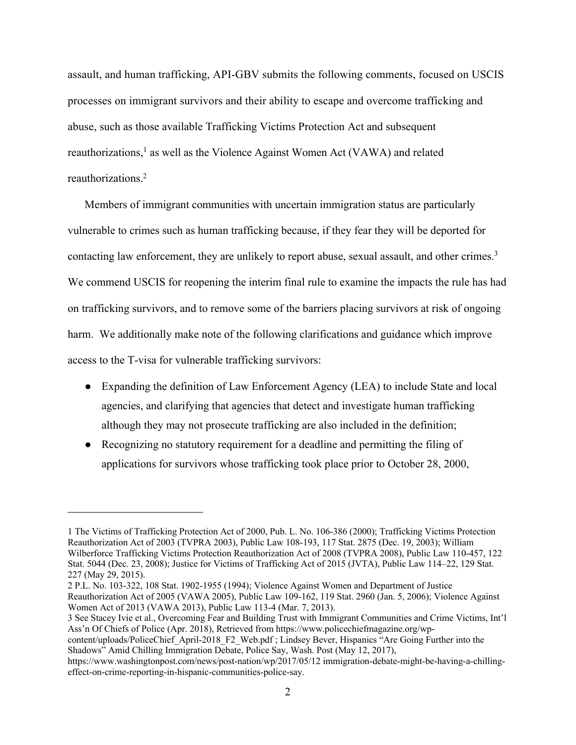assault, and human trafficking, API-GBV submits the following comments, focused on USCIS processes on immigrant survivors and their ability to escape and overcome trafficking and abuse, such as those available Trafficking Victims Protection Act and subsequent reauthorizations,[1] as well as the Violence Against Women Act (VAWA) and related reauthorizations.[2]

Members of immigrant communities with uncertain immigration status are particularly vulnerable to crimes such as human trafficking because, if they fear they will be deported for contacting law enforcement, they are unlikely to report abuse, sexual assault, and other crimes.[3] We commend USCIS for reopening the interim final rule to examine the impacts the rule has had on trafficking survivors, and to remove some of the barriers placing survivors at risk of ongoing harm. We additionally make note of the following clarifications and guidance which improve access to the T-visa for vulnerable trafficking survivors:

- Expanding the definition of Law Enforcement Agency (LEA) to include State and local agencies, and clarifying that agencies that detect and investigate human trafficking although they may not prosecute trafficking are also included in the definition;
- Recognizing no statutory requirement for a deadline and permitting the filing of applications for survivors whose trafficking took place prior to October 28, 2000,

---

1 The Victims of Trafficking Protection Act of 2000, Pub. L. No. 106-386 (2000); Trafficking Victims Protection Reauthorization Act of 2003 (TVPRA 2003), Public Law 108-193, 117 Stat. 2875 (Dec. 19, 2003); William Wilberforce Trafficking Victims Protection Reauthorization Act of 2008 (TVPRA 2008), Public Law 110-457, 122 Stat. 5044 (Dec. 23, 2008); Justice for Victims of Trafficking Act of 2015 (JVTA), Public Law 114–22, 129 Stat. 227 (May 29, 2015).

2 P.L. No. 103-322, 108 Stat. 1902-1955 (1994); Violence Against Women and Department of Justice Reauthorization Act of 2005 (VAWA 2005), Public Law 109-162, 119 Stat. 2960 (Jan. 5, 2006); Violence Against Women Act of 2013 (VAWA 2013), Public Law 113-4 (Mar. 7, 2013).

3 See Stacey Ivie et al., Overcoming Fear and Building Trust with Immigrant Communities and Crime Victims, Int'l Ass'n Of Chiefs of Police (Apr. 2018), Retrieved from https://www.policechiefmagazine.org/wp-content/uploads/PoliceChief_April-2018_F2_Web.pdf ; Lindsey Bever, Hispanics "Are Going Further into the Shadows" Amid Chilling Immigration Debate, Police Say, Wash. Post (May 12, 2017), https://www.washingtonpost.com/news/post-nation/wp/2017/05/12 immigration-debate-might-be-having-a-chilling-effect-on-crime-reporting-in-hispanic-communities-police-say.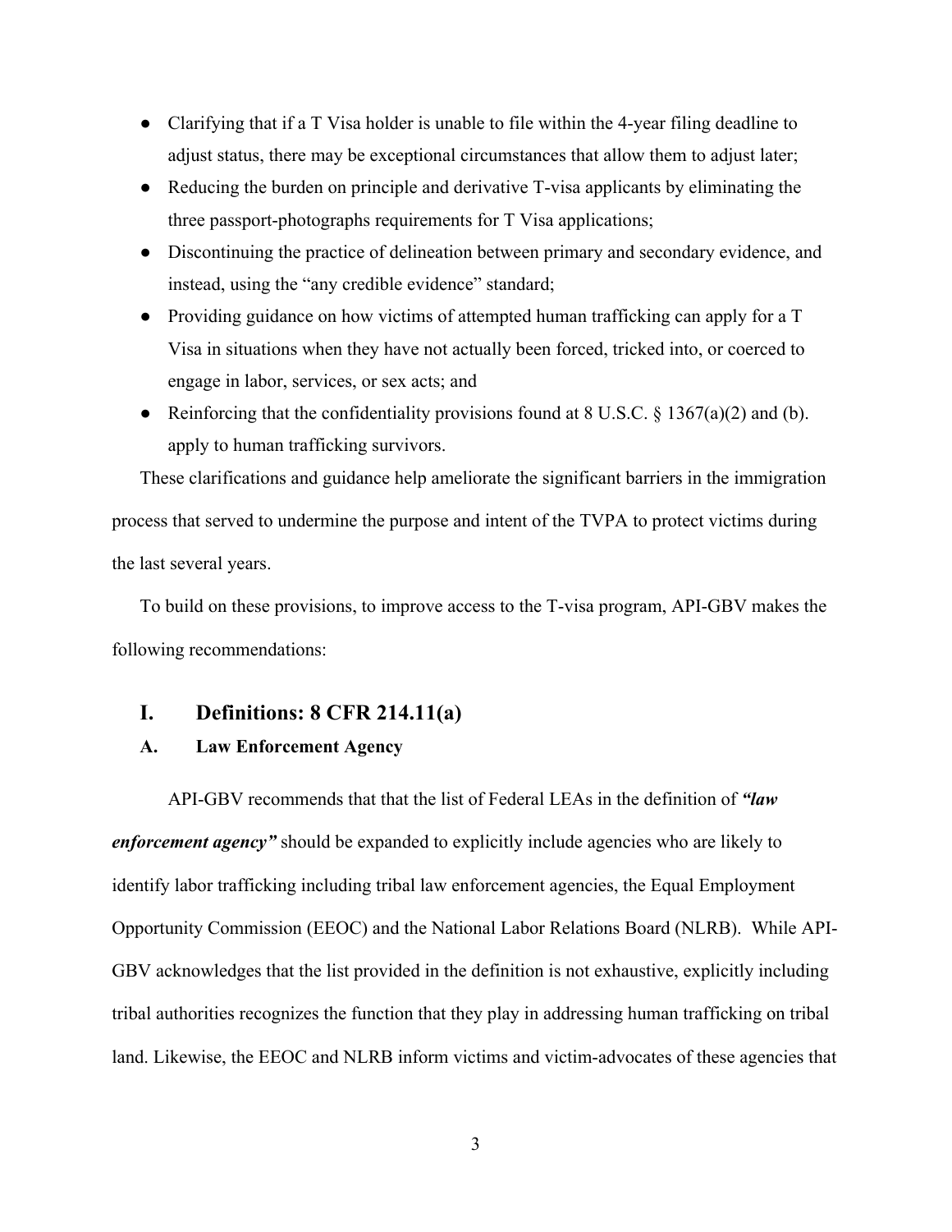- Clarifying that if a T Visa holder is unable to file within the 4-year filing deadline to adjust status, there may be exceptional circumstances that allow them to adjust later;
- Reducing the burden on principle and derivative T-visa applicants by eliminating the three passport-photographs requirements for T Visa applications;
- Discontinuing the practice of delineation between primary and secondary evidence, and instead, using the "any credible evidence" standard;
- Providing guidance on how victims of attempted human trafficking can apply for a T Visa in situations when they have not actually been forced, tricked into, or coerced to engage in labor, services, or sex acts; and
- Reinforcing that the confidentiality provisions found at 8 U.S.C. § 1367(a)(2) and (b). apply to human trafficking survivors.

These clarifications and guidance help ameliorate the significant barriers in the immigration process that served to undermine the purpose and intent of the TVPA to protect victims during the last several years.

To build on these provisions, to improve access to the T-visa program, API-GBV makes the following recommendations:

## I. Definitions: 8 CFR 214.11(a)

### A. Law Enforcement Agency

API-GBV recommends that that the list of Federal LEAs in the definition of ***"law enforcement agency"*** should be expanded to explicitly include agencies who are likely to identify labor trafficking including tribal law enforcement agencies, the Equal Employment Opportunity Commission (EEOC) and the National Labor Relations Board (NLRB). While API-GBV acknowledges that the list provided in the definition is not exhaustive, explicitly including tribal authorities recognizes the function that they play in addressing human trafficking on tribal land. Likewise, the EEOC and NLRB inform victims and victim-advocates of these agencies that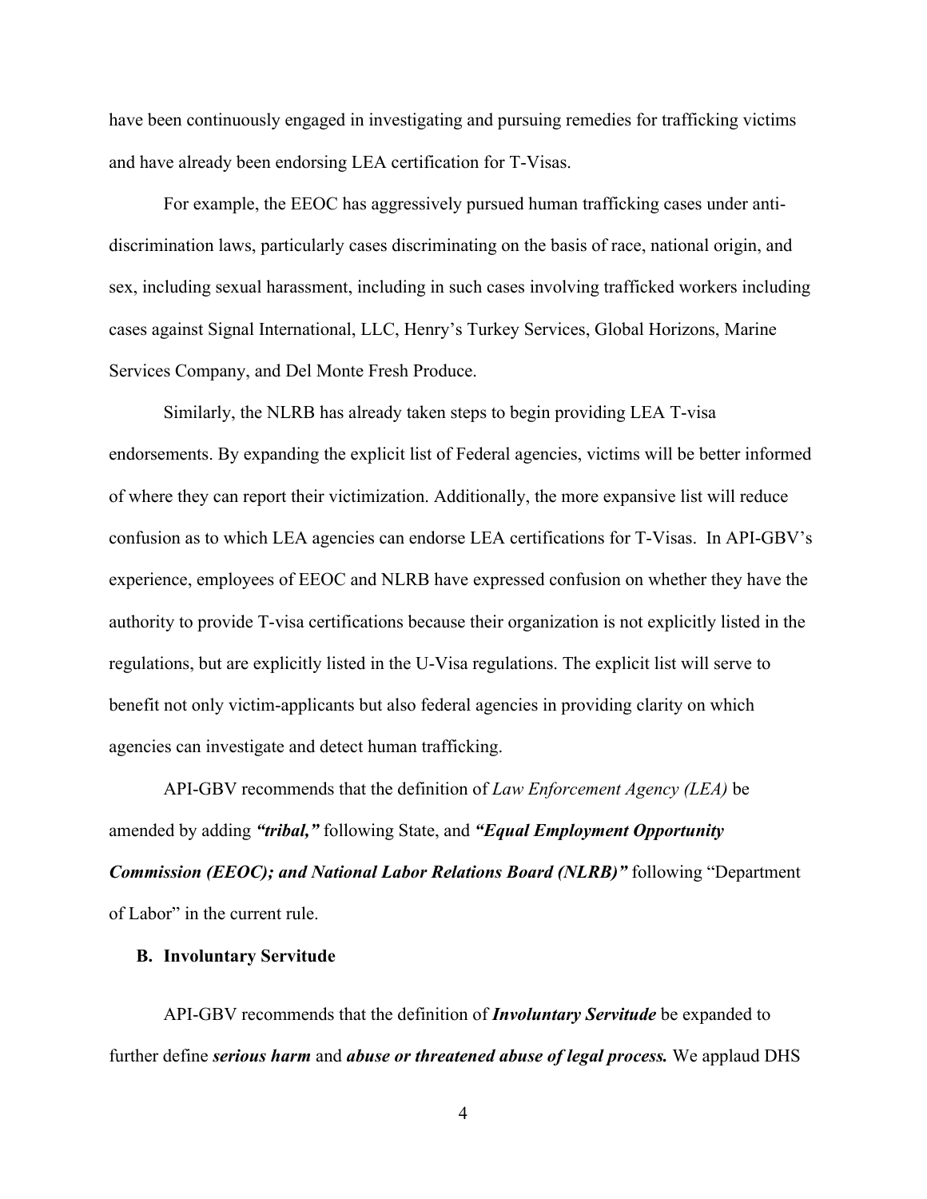have been continuously engaged in investigating and pursuing remedies for trafficking victims and have already been endorsing LEA certification for T-Visas.

For example, the EEOC has aggressively pursued human trafficking cases under anti-discrimination laws, particularly cases discriminating on the basis of race, national origin, and sex, including sexual harassment, including in such cases involving trafficked workers including cases against Signal International, LLC, Henry's Turkey Services, Global Horizons, Marine Services Company, and Del Monte Fresh Produce.

Similarly, the NLRB has already taken steps to begin providing LEA T-visa endorsements. By expanding the explicit list of Federal agencies, victims will be better informed of where they can report their victimization. Additionally, the more expansive list will reduce confusion as to which LEA agencies can endorse LEA certifications for T-Visas. In API-GBV's experience, employees of EEOC and NLRB have expressed confusion on whether they have the authority to provide T-visa certifications because their organization is not explicitly listed in the regulations, but are explicitly listed in the U-Visa regulations. The explicit list will serve to benefit not only victim-applicants but also federal agencies in providing clarity on which agencies can investigate and detect human trafficking.

API-GBV recommends that the definition of *Law Enforcement Agency (LEA)* be amended by adding ***"tribal,"*** following State, and ***"Equal Employment Opportunity Commission (EEOC); and National Labor Relations Board (NLRB)"*** following "Department of Labor" in the current rule.

### B. Involuntary Servitude

API-GBV recommends that the definition of ***Involuntary Servitude*** be expanded to further define ***serious harm*** and ***abuse or threatened abuse of legal process.*** We applaud DHS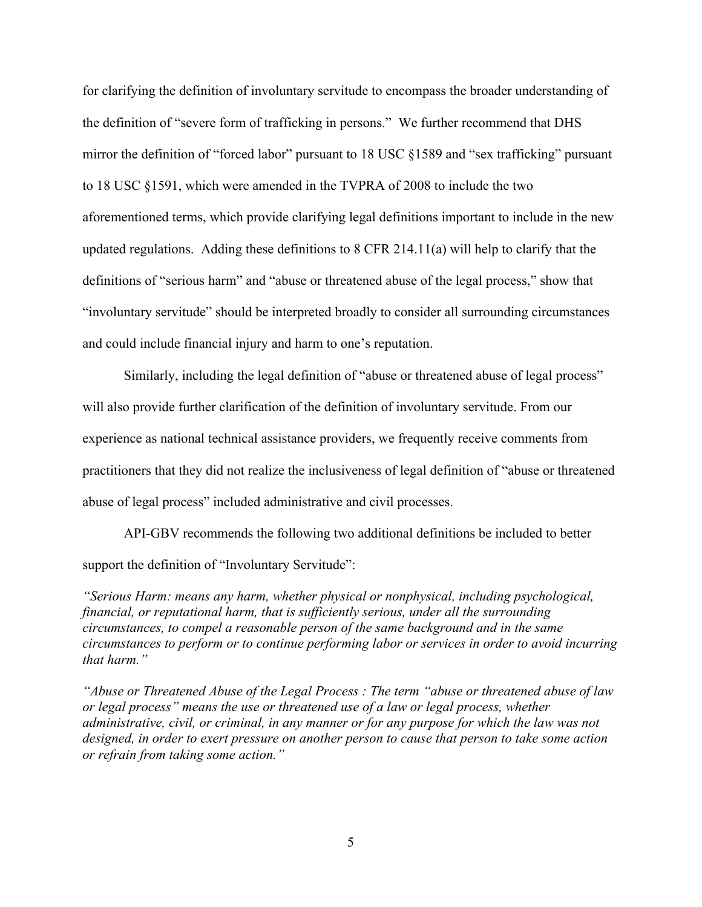for clarifying the definition of involuntary servitude to encompass the broader understanding of the definition of "severe form of trafficking in persons." We further recommend that DHS mirror the definition of "forced labor" pursuant to 18 USC §1589 and "sex trafficking" pursuant to 18 USC §1591, which were amended in the TVPRA of 2008 to include the two aforementioned terms, which provide clarifying legal definitions important to include in the new updated regulations. Adding these definitions to 8 CFR 214.11(a) will help to clarify that the definitions of "serious harm" and "abuse or threatened abuse of the legal process," show that "involuntary servitude" should be interpreted broadly to consider all surrounding circumstances and could include financial injury and harm to one's reputation.

Similarly, including the legal definition of "abuse or threatened abuse of legal process" will also provide further clarification of the definition of involuntary servitude. From our experience as national technical assistance providers, we frequently receive comments from practitioners that they did not realize the inclusiveness of legal definition of "abuse or threatened abuse of legal process" included administrative and civil processes.

API-GBV recommends the following two additional definitions be included to better support the definition of "Involuntary Servitude":

*"Serious Harm: means any harm, whether physical or nonphysical, including psychological, financial, or reputational harm, that is sufficiently serious, under all the surrounding circumstances, to compel a reasonable person of the same background and in the same circumstances to perform or to continue performing labor or services in order to avoid incurring that harm."*

*"Abuse or Threatened Abuse of the Legal Process : The term "abuse or threatened abuse of law or legal process" means the use or threatened use of a law or legal process, whether administrative, civil, or criminal, in any manner or for any purpose for which the law was not designed, in order to exert pressure on another person to cause that person to take some action or refrain from taking some action."*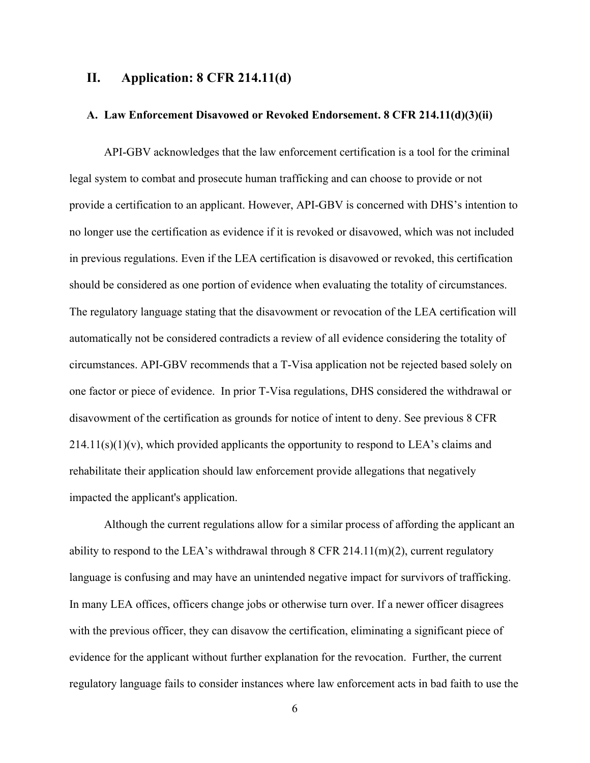## II. Application: 8 CFR 214.11(d)

### A. Law Enforcement Disavowed or Revoked Endorsement. 8 CFR 214.11(d)(3)(ii)

API-GBV acknowledges that the law enforcement certification is a tool for the criminal legal system to combat and prosecute human trafficking and can choose to provide or not provide a certification to an applicant. However, API-GBV is concerned with DHS's intention to no longer use the certification as evidence if it is revoked or disavowed, which was not included in previous regulations. Even if the LEA certification is disavowed or revoked, this certification should be considered as one portion of evidence when evaluating the totality of circumstances. The regulatory language stating that the disavowment or revocation of the LEA certification will automatically not be considered contradicts a review of all evidence considering the totality of circumstances. API-GBV recommends that a T-Visa application not be rejected based solely on one factor or piece of evidence. In prior T-Visa regulations, DHS considered the withdrawal or disavowment of the certification as grounds for notice of intent to deny. See previous 8 CFR 214.11(s)(1)(v), which provided applicants the opportunity to respond to LEA's claims and rehabilitate their application should law enforcement provide allegations that negatively impacted the applicant's application.

Although the current regulations allow for a similar process of affording the applicant an ability to respond to the LEA's withdrawal through 8 CFR 214.11(m)(2), current regulatory language is confusing and may have an unintended negative impact for survivors of trafficking. In many LEA offices, officers change jobs or otherwise turn over. If a newer officer disagrees with the previous officer, they can disavow the certification, eliminating a significant piece of evidence for the applicant without further explanation for the revocation. Further, the current regulatory language fails to consider instances where law enforcement acts in bad faith to use the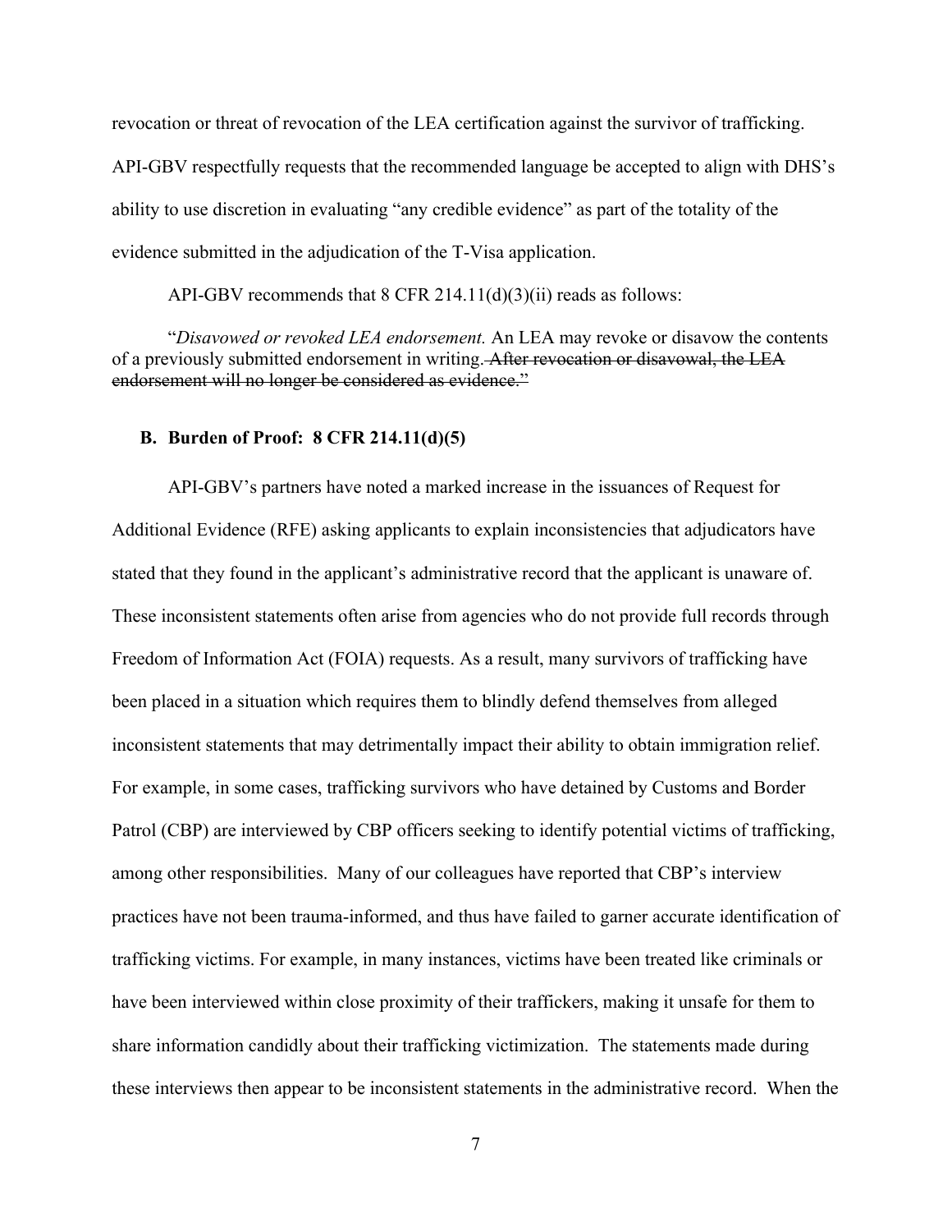revocation or threat of revocation of the LEA certification against the survivor of trafficking. API-GBV respectfully requests that the recommended language be accepted to align with DHS's ability to use discretion in evaluating "any credible evidence" as part of the totality of the evidence submitted in the adjudication of the T-Visa application.

API-GBV recommends that 8 CFR 214.11(d)(3)(ii) reads as follows:

"*Disavowed or revoked LEA endorsement.* An LEA may revoke or disavow the contents of a previously submitted endorsement in writing. ~~After revocation or disavowal, the LEA endorsement will no longer be considered as evidence."~~

### B. Burden of Proof: 8 CFR 214.11(d)(5)

API-GBV's partners have noted a marked increase in the issuances of Request for Additional Evidence (RFE) asking applicants to explain inconsistencies that adjudicators have stated that they found in the applicant's administrative record that the applicant is unaware of. These inconsistent statements often arise from agencies who do not provide full records through Freedom of Information Act (FOIA) requests. As a result, many survivors of trafficking have been placed in a situation which requires them to blindly defend themselves from alleged inconsistent statements that may detrimentally impact their ability to obtain immigration relief. For example, in some cases, trafficking survivors who have detained by Customs and Border Patrol (CBP) are interviewed by CBP officers seeking to identify potential victims of trafficking, among other responsibilities. Many of our colleagues have reported that CBP's interview practices have not been trauma-informed, and thus have failed to garner accurate identification of trafficking victims. For example, in many instances, victims have been treated like criminals or have been interviewed within close proximity of their traffickers, making it unsafe for them to share information candidly about their trafficking victimization. The statements made during these interviews then appear to be inconsistent statements in the administrative record. When the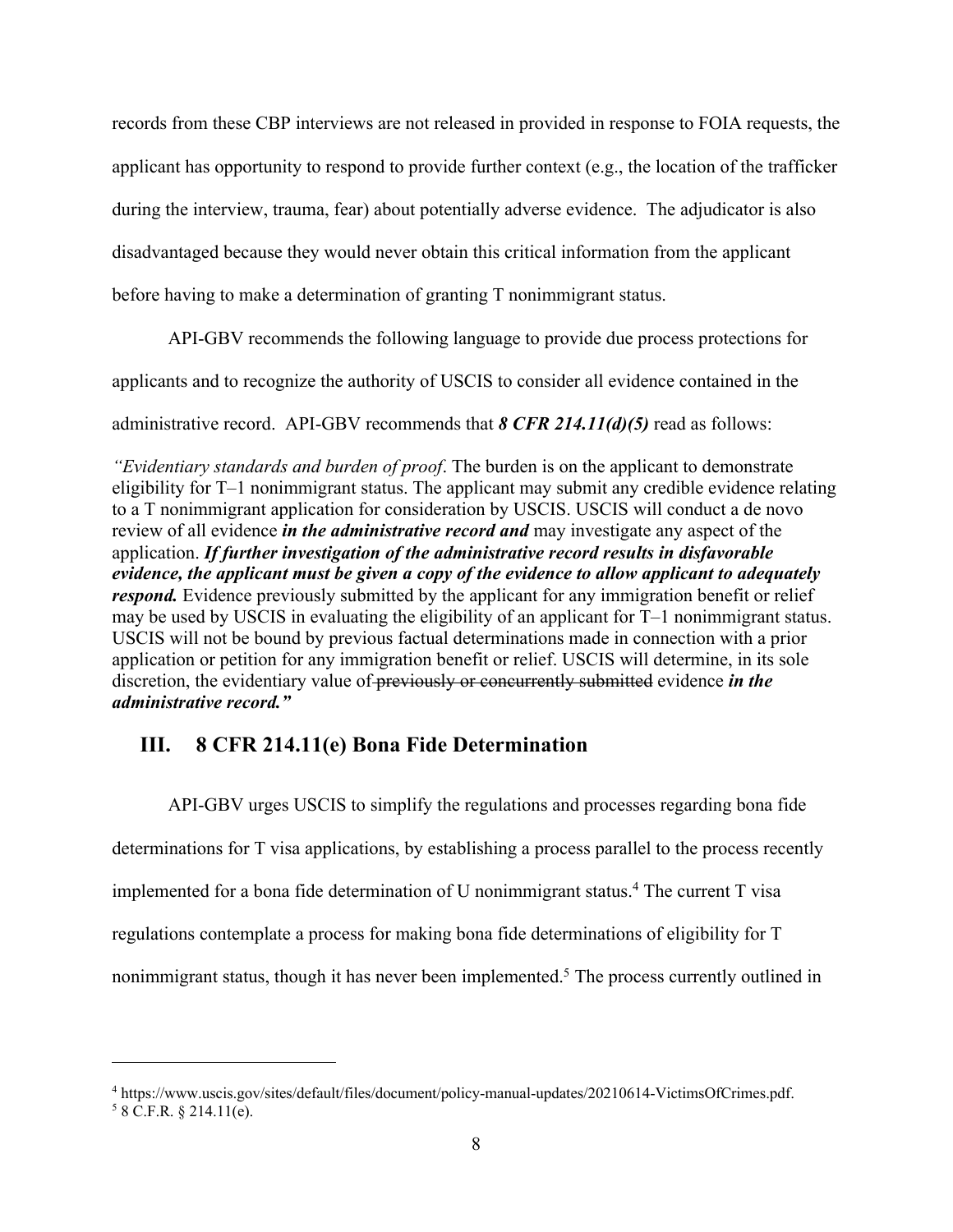records from these CBP interviews are not released in provided in response to FOIA requests, the applicant has opportunity to respond to provide further context (e.g., the location of the trafficker during the interview, trauma, fear) about potentially adverse evidence. The adjudicator is also disadvantaged because they would never obtain this critical information from the applicant before having to make a determination of granting T nonimmigrant status.

API-GBV recommends the following language to provide due process protections for applicants and to recognize the authority of USCIS to consider all evidence contained in the administrative record. API-GBV recommends that ***8 CFR 214.11(d)(5)*** read as follows:

*"Evidentiary standards and burden of proof*. The burden is on the applicant to demonstrate eligibility for T–1 nonimmigrant status. The applicant may submit any credible evidence relating to a T nonimmigrant application for consideration by USCIS. USCIS will conduct a de novo review of all evidence ***in the administrative record and*** may investigate any aspect of the application. ***If further investigation of the administrative record results in disfavorable evidence, the applicant must be given a copy of the evidence to allow applicant to adequately respond.*** Evidence previously submitted by the applicant for any immigration benefit or relief may be used by USCIS in evaluating the eligibility of an applicant for T–1 nonimmigrant status. USCIS will not be bound by previous factual determinations made in connection with a prior application or petition for any immigration benefit or relief. USCIS will determine, in its sole discretion, the evidentiary value of ~~previously or concurrently submitted~~ evidence ***in the administrative record."***

## III. 8 CFR 214.11(e) Bona Fide Determination

API-GBV urges USCIS to simplify the regulations and processes regarding bona fide determinations for T visa applications, by establishing a process parallel to the process recently implemented for a bona fide determination of U nonimmigrant status.[4] The current T visa regulations contemplate a process for making bona fide determinations of eligibility for T nonimmigrant status, though it has never been implemented.[5] The process currently outlined in

---

[4] https://www.uscis.gov/sites/default/files/document/policy-manual-updates/20210614-VictimsOfCrimes.pdf.
[5] 8 C.F.R. § 214.11(e).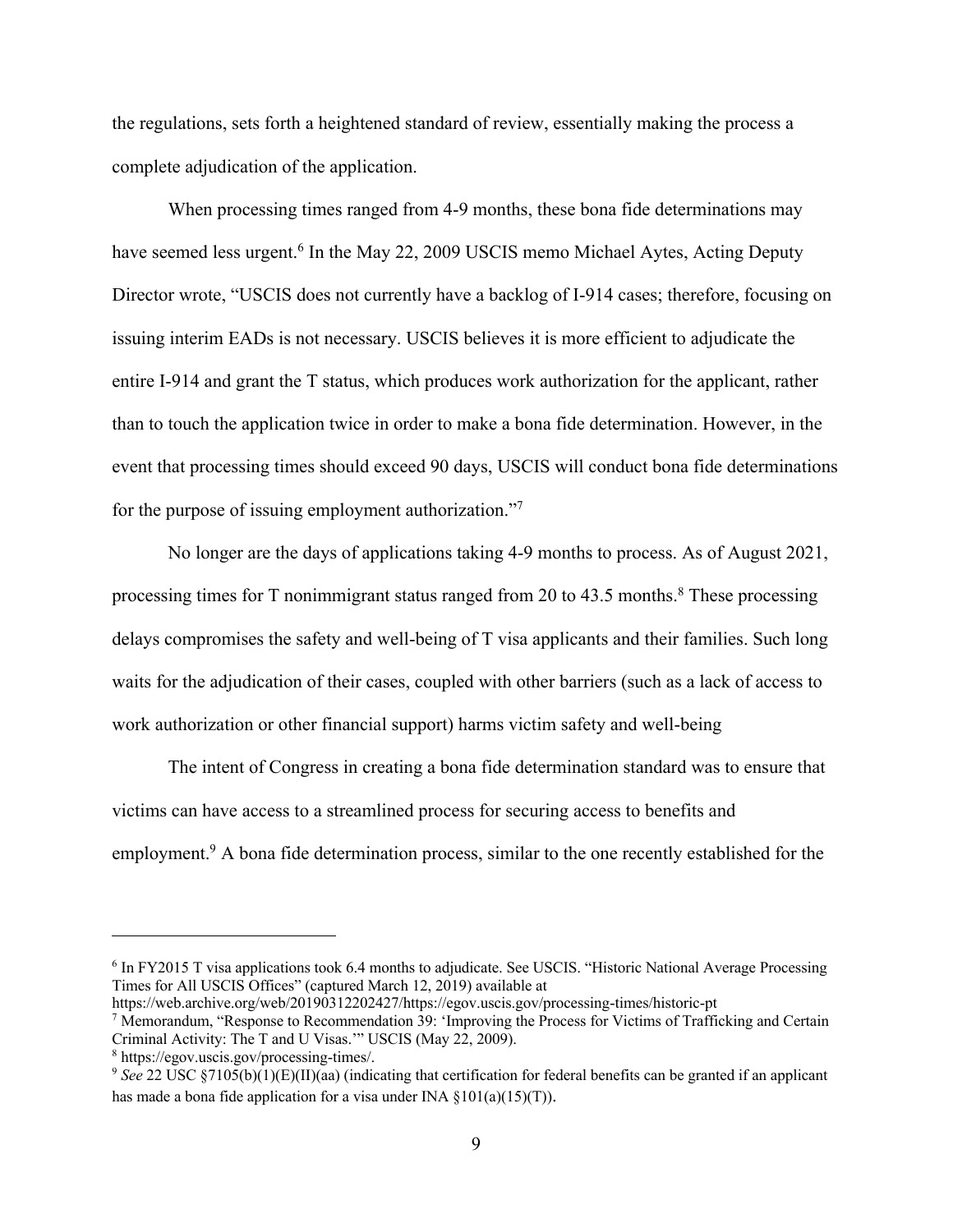the regulations, sets forth a heightened standard of review, essentially making the process a complete adjudication of the application.

When processing times ranged from 4-9 months, these bona fide determinations may have seemed less urgent.[6] In the May 22, 2009 USCIS memo Michael Aytes, Acting Deputy Director wrote, "USCIS does not currently have a backlog of I-914 cases; therefore, focusing on issuing interim EADs is not necessary. USCIS believes it is more efficient to adjudicate the entire I-914 and grant the T status, which produces work authorization for the applicant, rather than to touch the application twice in order to make a bona fide determination. However, in the event that processing times should exceed 90 days, USCIS will conduct bona fide determinations for the purpose of issuing employment authorization."[7]

No longer are the days of applications taking 4-9 months to process. As of August 2021, processing times for T nonimmigrant status ranged from 20 to 43.5 months.[8] These processing delays compromises the safety and well-being of T visa applicants and their families. Such long waits for the adjudication of their cases, coupled with other barriers (such as a lack of access to work authorization or other financial support) harms victim safety and well-being

The intent of Congress in creating a bona fide determination standard was to ensure that victims can have access to a streamlined process for securing access to benefits and employment.[9] A bona fide determination process, similar to the one recently established for the

---

[6] In FY2015 T visa applications took 6.4 months to adjudicate. See USCIS. "Historic National Average Processing Times for All USCIS Offices" (captured March 12, 2019) available at https://web.archive.org/web/20190312202427/https://egov.uscis.gov/processing-times/historic-pt

[7] Memorandum, "Response to Recommendation 39: 'Improving the Process for Victims of Trafficking and Certain Criminal Activity: The T and U Visas.'" USCIS (May 22, 2009).

[8] https://egov.uscis.gov/processing-times/.

[9] *See* 22 USC §7105(b)(1)(E)(II)(aa) (indicating that certification for federal benefits can be granted if an applicant has made a bona fide application for a visa under INA §101(a)(15)(T)).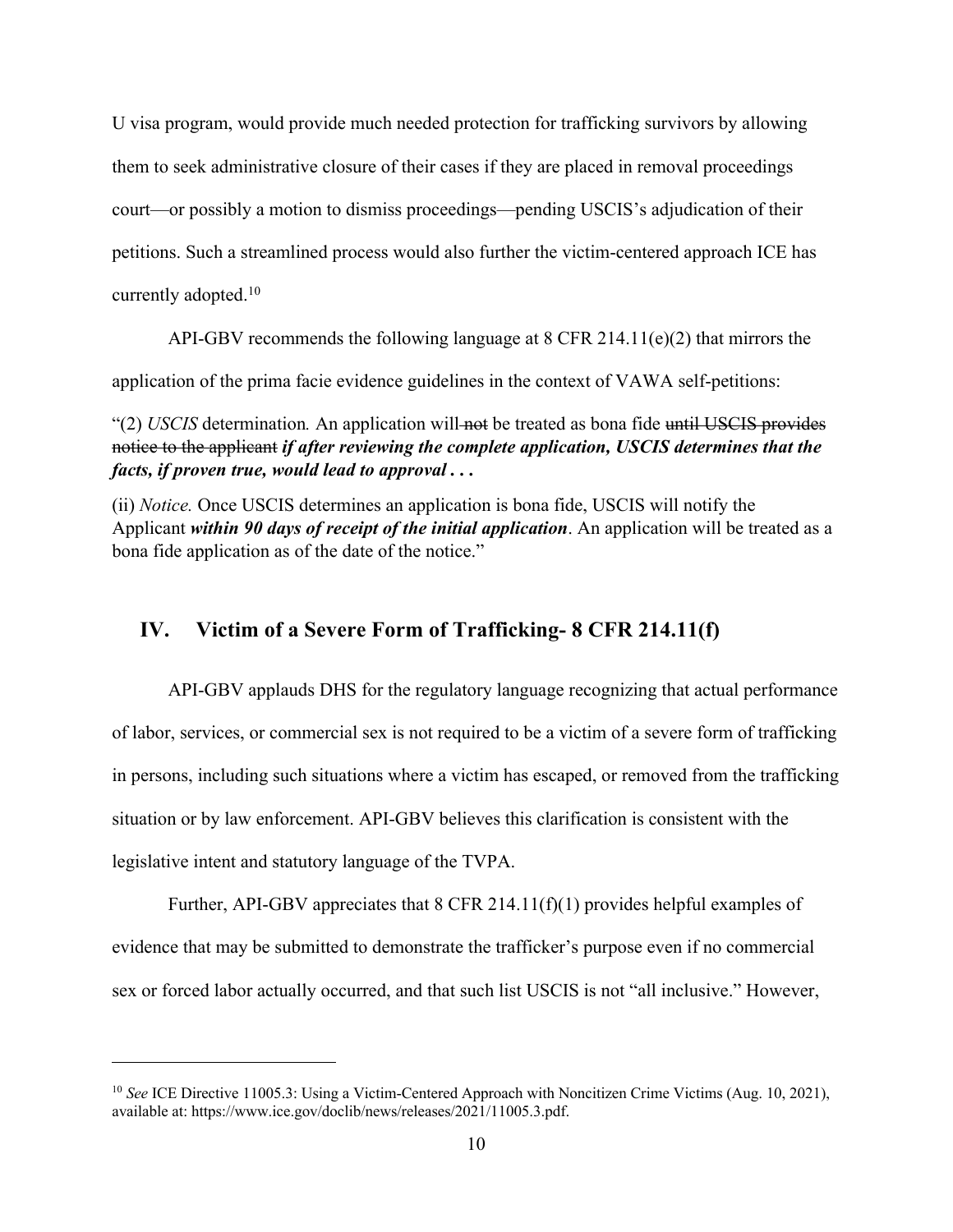U visa program, would provide much needed protection for trafficking survivors by allowing them to seek administrative closure of their cases if they are placed in removal proceedings court—or possibly a motion to dismiss proceedings—pending USCIS's adjudication of their petitions. Such a streamlined process would also further the victim-centered approach ICE has currently adopted.[10]

API-GBV recommends the following language at 8 CFR 214.11(e)(2) that mirrors the application of the prima facie evidence guidelines in the context of VAWA self-petitions:

"(2) *USCIS* determination*.* An application will ~~not~~ be treated as bona fide ~~until USCIS provides notice to the applicant~~ ***if after reviewing the complete application, USCIS determines that the facts, if proven true, would lead to approval . . .***

(ii) *Notice.* Once USCIS determines an application is bona fide, USCIS will notify the Applicant ***within 90 days of receipt of the initial application***. An application will be treated as a bona fide application as of the date of the notice."

## IV. Victim of a Severe Form of Trafficking- 8 CFR 214.11(f)

API-GBV applauds DHS for the regulatory language recognizing that actual performance of labor, services, or commercial sex is not required to be a victim of a severe form of trafficking in persons, including such situations where a victim has escaped, or removed from the trafficking situation or by law enforcement. API-GBV believes this clarification is consistent with the legislative intent and statutory language of the TVPA.

Further, API-GBV appreciates that 8 CFR 214.11(f)(1) provides helpful examples of evidence that may be submitted to demonstrate the trafficker's purpose even if no commercial sex or forced labor actually occurred, and that such list USCIS is not "all inclusive." However,

---

[10] *See* ICE Directive 11005.3: Using a Victim-Centered Approach with Noncitizen Crime Victims (Aug. 10, 2021), available at: https://www.ice.gov/doclib/news/releases/2021/11005.3.pdf.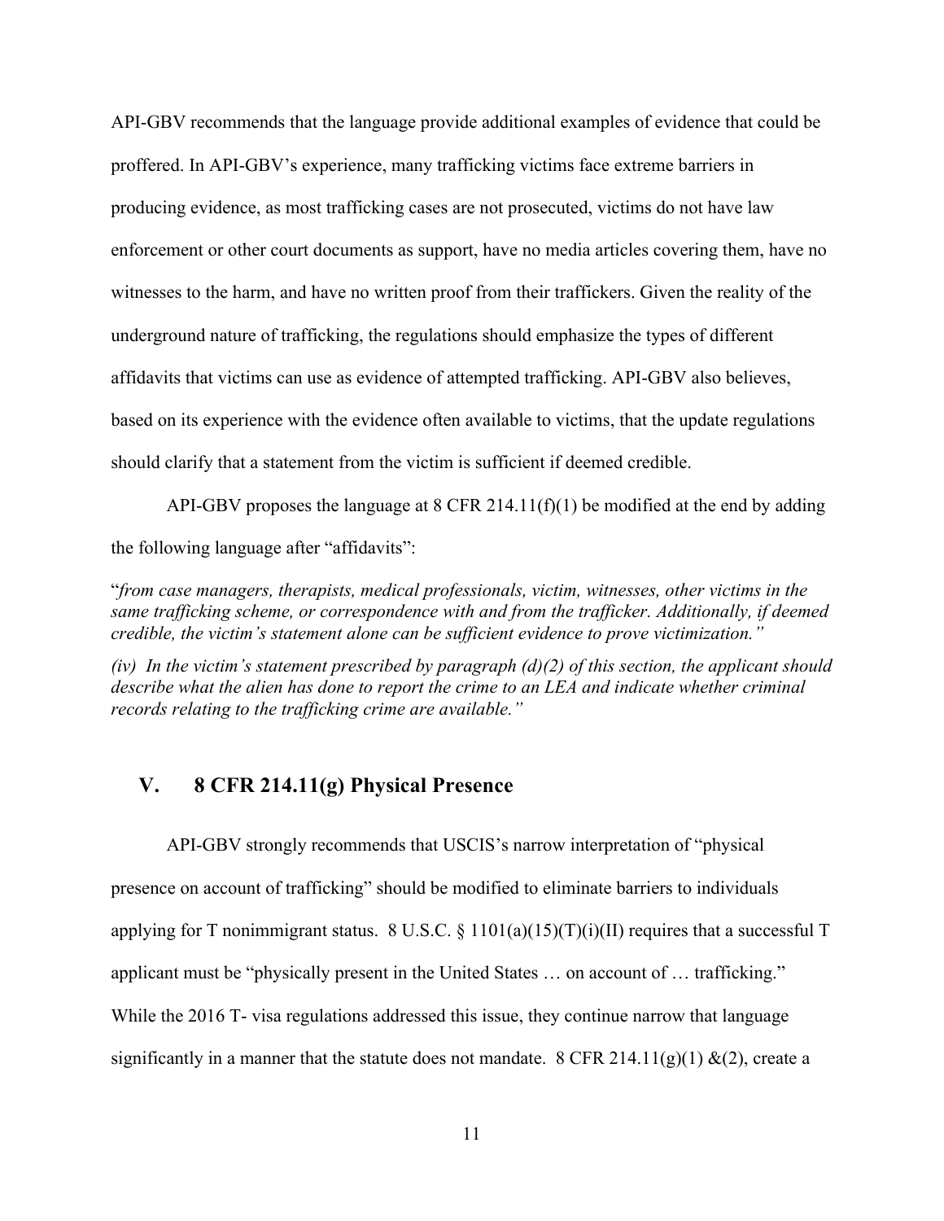API-GBV recommends that the language provide additional examples of evidence that could be proffered. In API-GBV's experience, many trafficking victims face extreme barriers in producing evidence, as most trafficking cases are not prosecuted, victims do not have law enforcement or other court documents as support, have no media articles covering them, have no witnesses to the harm, and have no written proof from their traffickers. Given the reality of the underground nature of trafficking, the regulations should emphasize the types of different affidavits that victims can use as evidence of attempted trafficking. API-GBV also believes, based on its experience with the evidence often available to victims, that the update regulations should clarify that a statement from the victim is sufficient if deemed credible.

API-GBV proposes the language at 8 CFR 214.11(f)(1) be modified at the end by adding the following language after "affidavits":

"*from case managers, therapists, medical professionals, victim, witnesses, other victims in the same trafficking scheme, or correspondence with and from the trafficker. Additionally, if deemed credible, the victim's statement alone can be sufficient evidence to prove victimization."*

*(iv) In the victim's statement prescribed by paragraph (d)(2) of this section, the applicant should describe what the alien has done to report the crime to an LEA and indicate whether criminal records relating to the trafficking crime are available."*

## V. 8 CFR 214.11(g) Physical Presence

API-GBV strongly recommends that USCIS's narrow interpretation of "physical presence on account of trafficking" should be modified to eliminate barriers to individuals applying for T nonimmigrant status. 8 U.S.C. § 1101(a)(15)(T)(i)(II) requires that a successful T applicant must be "physically present in the United States … on account of … trafficking." While the 2016 T- visa regulations addressed this issue, they continue narrow that language significantly in a manner that the statute does not mandate. 8 CFR 214.11(g)(1) &(2), create a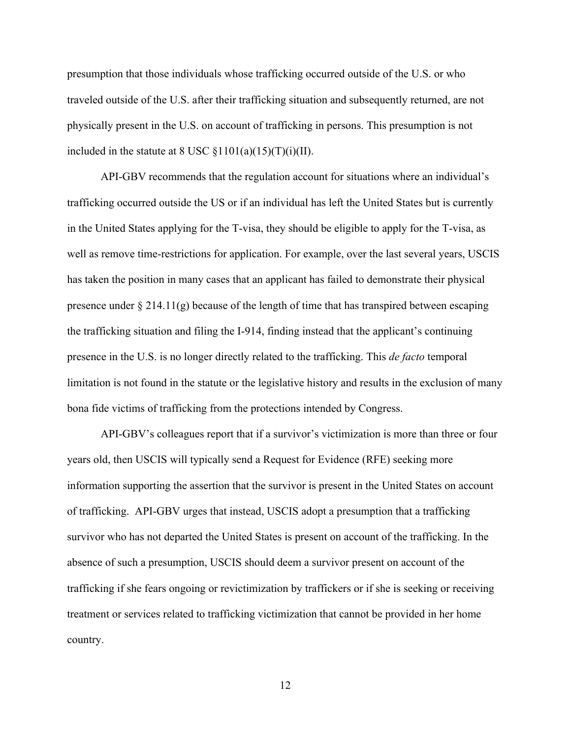presumption that those individuals whose trafficking occurred outside of the U.S. or who traveled outside of the U.S. after their trafficking situation and subsequently returned, are not physically present in the U.S. on account of trafficking in persons. This presumption is not included in the statute at 8 USC §1101(a)(15)(T)(i)(II).

API-GBV recommends that the regulation account for situations where an individual's trafficking occurred outside the US or if an individual has left the United States but is currently in the United States applying for the T-visa, they should be eligible to apply for the T-visa, as well as remove time-restrictions for application. For example, over the last several years, USCIS has taken the position in many cases that an applicant has failed to demonstrate their physical presence under § 214.11(g) because of the length of time that has transpired between escaping the trafficking situation and filing the I-914, finding instead that the applicant's continuing presence in the U.S. is no longer directly related to the trafficking. This *de facto* temporal limitation is not found in the statute or the legislative history and results in the exclusion of many bona fide victims of trafficking from the protections intended by Congress.

API-GBV's colleagues report that if a survivor's victimization is more than three or four years old, then USCIS will typically send a Request for Evidence (RFE) seeking more information supporting the assertion that the survivor is present in the United States on account of trafficking. API-GBV urges that instead, USCIS adopt a presumption that a trafficking survivor who has not departed the United States is present on account of the trafficking. In the absence of such a presumption, USCIS should deem a survivor present on account of the trafficking if she fears ongoing or revictimization by traffickers or if she is seeking or receiving treatment or services related to trafficking victimization that cannot be provided in her home country.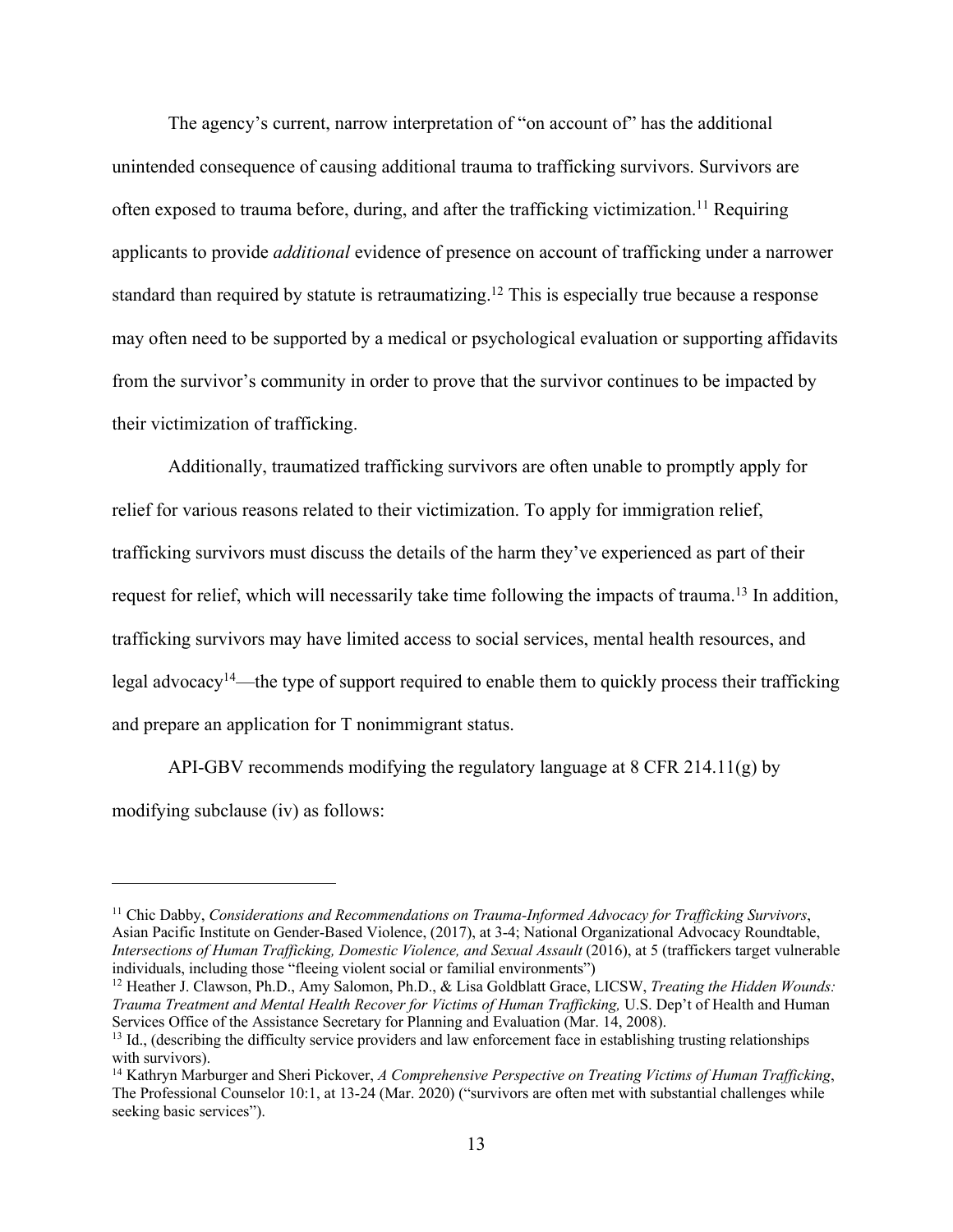The agency's current, narrow interpretation of "on account of" has the additional unintended consequence of causing additional trauma to trafficking survivors. Survivors are often exposed to trauma before, during, and after the trafficking victimization.[11] Requiring applicants to provide *additional* evidence of presence on account of trafficking under a narrower standard than required by statute is retraumatizing.[12] This is especially true because a response may often need to be supported by a medical or psychological evaluation or supporting affidavits from the survivor's community in order to prove that the survivor continues to be impacted by their victimization of trafficking.

Additionally, traumatized trafficking survivors are often unable to promptly apply for relief for various reasons related to their victimization. To apply for immigration relief, trafficking survivors must discuss the details of the harm they've experienced as part of their request for relief, which will necessarily take time following the impacts of trauma.[13] In addition, trafficking survivors may have limited access to social services, mental health resources, and legal advocacy[14]—the type of support required to enable them to quickly process their trafficking and prepare an application for T nonimmigrant status.

API-GBV recommends modifying the regulatory language at 8 CFR 214.11(g) by modifying subclause (iv) as follows:

---

[11] Chic Dabby, *Considerations and Recommendations on Trauma-Informed Advocacy for Trafficking Survivors*, Asian Pacific Institute on Gender-Based Violence, (2017), at 3-4; National Organizational Advocacy Roundtable, *Intersections of Human Trafficking, Domestic Violence, and Sexual Assault* (2016), at 5 (traffickers target vulnerable individuals, including those "fleeing violent social or familial environments")

[12] Heather J. Clawson, Ph.D., Amy Salomon, Ph.D., & Lisa Goldblatt Grace, LICSW, *Treating the Hidden Wounds: Trauma Treatment and Mental Health Recover for Victims of Human Trafficking,* U.S. Dep't of Health and Human Services Office of the Assistance Secretary for Planning and Evaluation (Mar. 14, 2008).

[13] Id., (describing the difficulty service providers and law enforcement face in establishing trusting relationships with survivors).

[14] Kathryn Marburger and Sheri Pickover, *A Comprehensive Perspective on Treating Victims of Human Trafficking*, The Professional Counselor 10:1, at 13-24 (Mar. 2020) ("survivors are often met with substantial challenges while seeking basic services").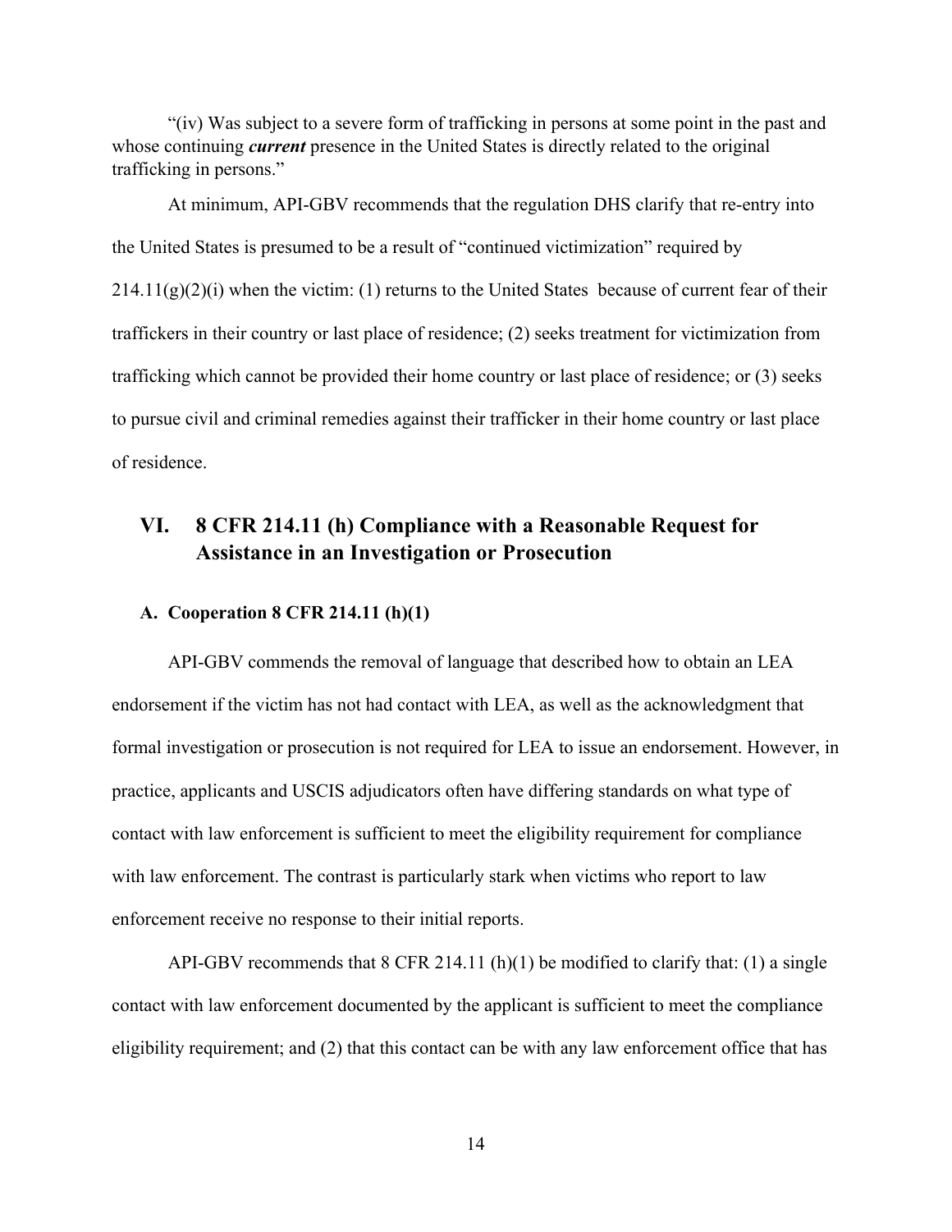"(iv) Was subject to a severe form of trafficking in persons at some point in the past and whose continuing ***current*** presence in the United States is directly related to the original trafficking in persons."

At minimum, API-GBV recommends that the regulation DHS clarify that re-entry into the United States is presumed to be a result of "continued victimization" required by 214.11(g)(2)(i) when the victim: (1) returns to the United States because of current fear of their traffickers in their country or last place of residence; (2) seeks treatment for victimization from trafficking which cannot be provided their home country or last place of residence; or (3) seeks to pursue civil and criminal remedies against their trafficker in their home country or last place of residence.

## VI. 8 CFR 214.11 (h) Compliance with a Reasonable Request for Assistance in an Investigation or Prosecution

### A. Cooperation 8 CFR 214.11 (h)(1)

API-GBV commends the removal of language that described how to obtain an LEA endorsement if the victim has not had contact with LEA, as well as the acknowledgment that formal investigation or prosecution is not required for LEA to issue an endorsement. However, in practice, applicants and USCIS adjudicators often have differing standards on what type of contact with law enforcement is sufficient to meet the eligibility requirement for compliance with law enforcement. The contrast is particularly stark when victims who report to law enforcement receive no response to their initial reports.

API-GBV recommends that 8 CFR 214.11 (h)(1) be modified to clarify that: (1) a single contact with law enforcement documented by the applicant is sufficient to meet the compliance eligibility requirement; and (2) that this contact can be with any law enforcement office that has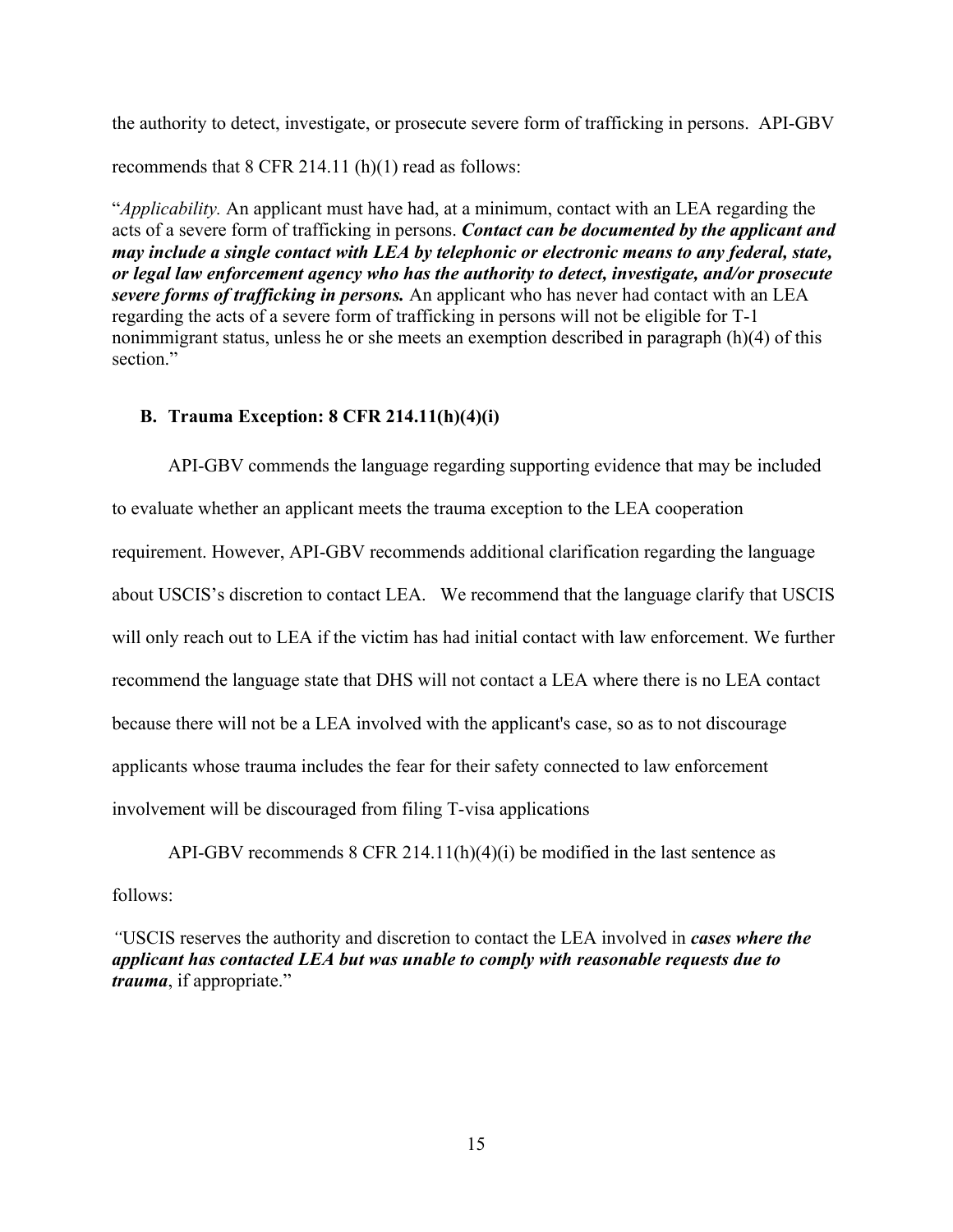the authority to detect, investigate, or prosecute severe form of trafficking in persons. API-GBV recommends that 8 CFR 214.11 (h)(1) read as follows:

"*Applicability.* An applicant must have had, at a minimum, contact with an LEA regarding the acts of a severe form of trafficking in persons. ***Contact can be documented by the applicant and may include a single contact with LEA by telephonic or electronic means to any federal, state, or legal law enforcement agency who has the authority to detect, investigate, and/or prosecute severe forms of trafficking in persons.*** An applicant who has never had contact with an LEA regarding the acts of a severe form of trafficking in persons will not be eligible for T-1 nonimmigrant status, unless he or she meets an exemption described in paragraph (h)(4) of this section."

### B. Trauma Exception: 8 CFR 214.11(h)(4)(i)

API-GBV commends the language regarding supporting evidence that may be included to evaluate whether an applicant meets the trauma exception to the LEA cooperation requirement. However, API-GBV recommends additional clarification regarding the language about USCIS's discretion to contact LEA. We recommend that the language clarify that USCIS will only reach out to LEA if the victim has had initial contact with law enforcement. We further recommend the language state that DHS will not contact a LEA where there is no LEA contact because there will not be a LEA involved with the applicant's case, so as to not discourage applicants whose trauma includes the fear for their safety connected to law enforcement involvement will be discouraged from filing T-visa applications

API-GBV recommends 8 CFR 214.11(h)(4)(i) be modified in the last sentence as follows:

"USCIS reserves the authority and discretion to contact the LEA involved in ***cases where the applicant has contacted LEA but was unable to comply with reasonable requests due to trauma***, if appropriate."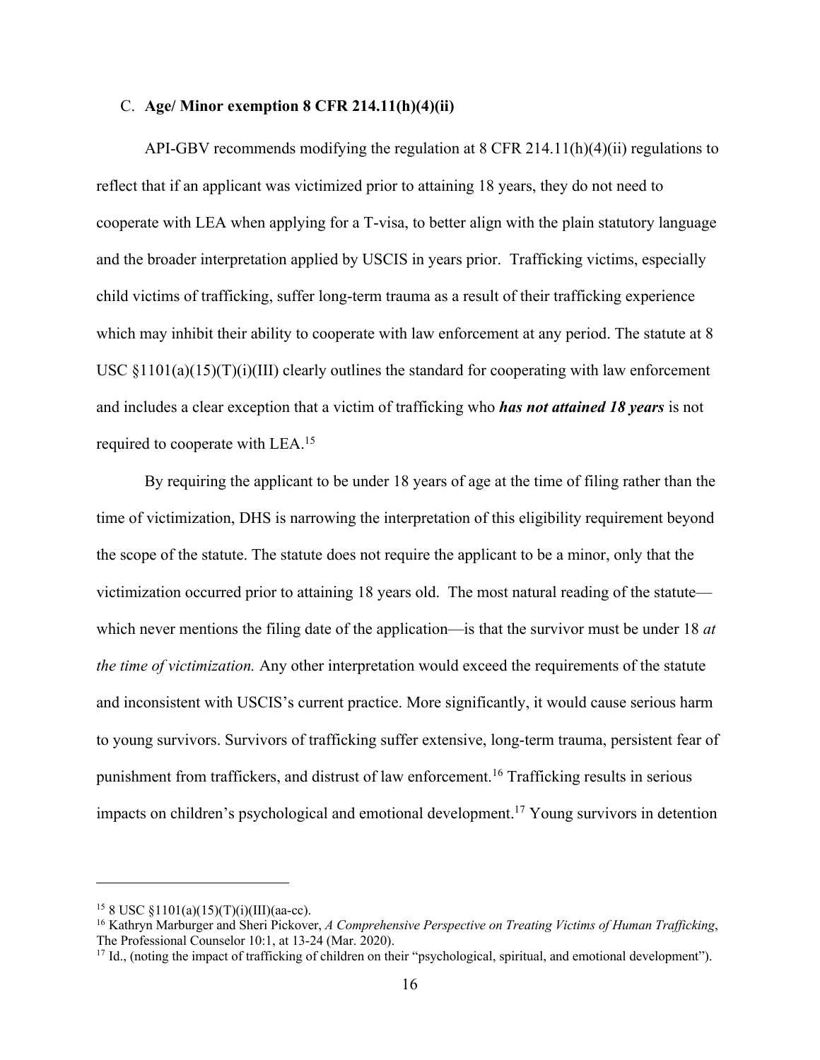C. **Age/ Minor exemption 8 CFR 214.11(h)(4)(ii)**

API-GBV recommends modifying the regulation at 8 CFR 214.11(h)(4)(ii) regulations to reflect that if an applicant was victimized prior to attaining 18 years, they do not need to cooperate with LEA when applying for a T-visa, to better align with the plain statutory language and the broader interpretation applied by USCIS in years prior. Trafficking victims, especially child victims of trafficking, suffer long-term trauma as a result of their trafficking experience which may inhibit their ability to cooperate with law enforcement at any period. The statute at 8 USC §1101(a)(15)(T)(i)(III) clearly outlines the standard for cooperating with law enforcement and includes a clear exception that a victim of trafficking who ***has not attained 18 years*** is not required to cooperate with LEA.[15]

By requiring the applicant to be under 18 years of age at the time of filing rather than the time of victimization, DHS is narrowing the interpretation of this eligibility requirement beyond the scope of the statute. The statute does not require the applicant to be a minor, only that the victimization occurred prior to attaining 18 years old. The most natural reading of the statute—which never mentions the filing date of the application—is that the survivor must be under 18 *at the time of victimization.* Any other interpretation would exceed the requirements of the statute and inconsistent with USCIS's current practice. More significantly, it would cause serious harm to young survivors. Survivors of trafficking suffer extensive, long-term trauma, persistent fear of punishment from traffickers, and distrust of law enforcement.[16] Trafficking results in serious impacts on children's psychological and emotional development.[17] Young survivors in detention

---

[15] 8 USC §1101(a)(15)(T)(i)(III)(aa-cc).

[16] Kathryn Marburger and Sheri Pickover, *A Comprehensive Perspective on Treating Victims of Human Trafficking*, The Professional Counselor 10:1, at 13-24 (Mar. 2020).

[17] Id., (noting the impact of trafficking of children on their "psychological, spiritual, and emotional development").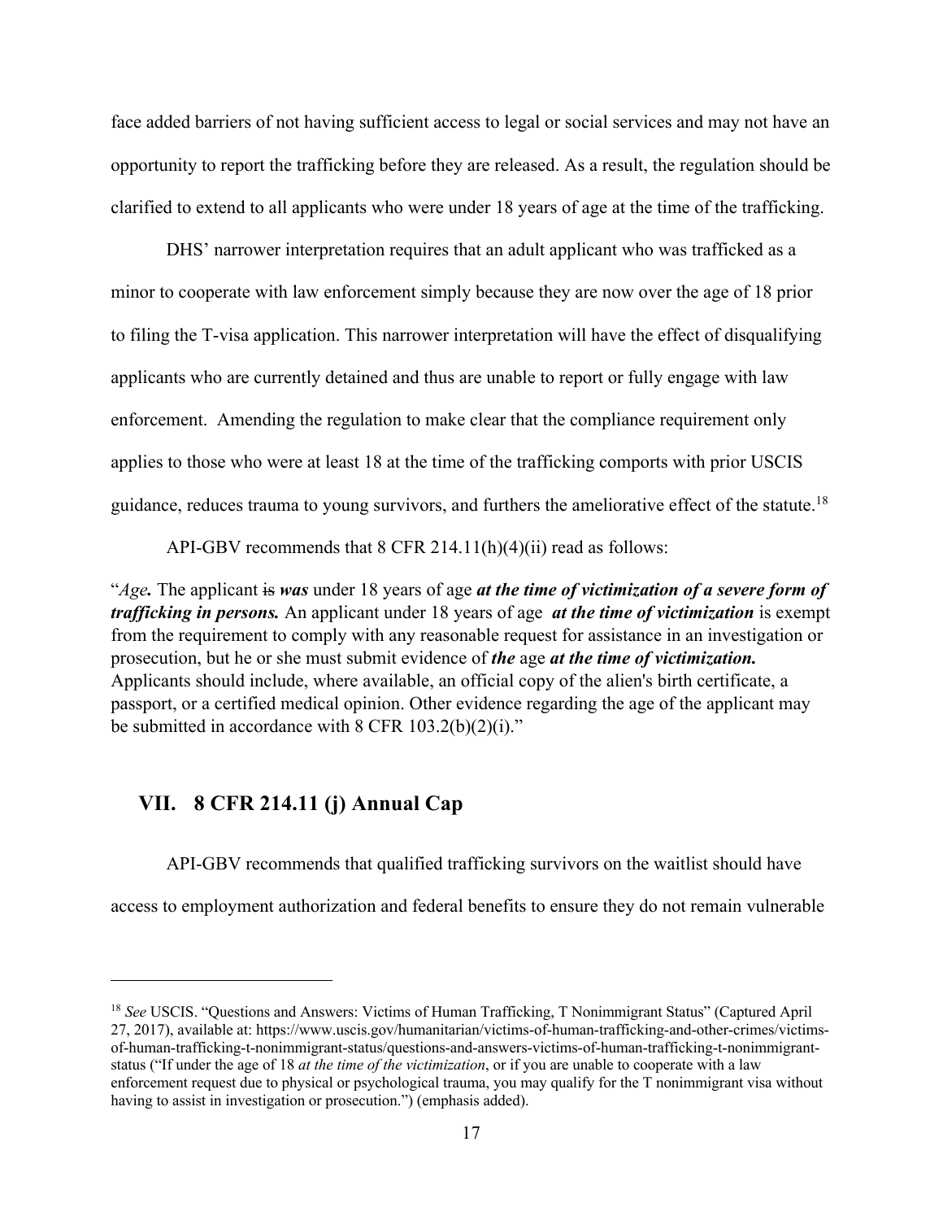face added barriers of not having sufficient access to legal or social services and may not have an opportunity to report the trafficking before they are released. As a result, the regulation should be clarified to extend to all applicants who were under 18 years of age at the time of the trafficking.

DHS' narrower interpretation requires that an adult applicant who was trafficked as a minor to cooperate with law enforcement simply because they are now over the age of 18 prior to filing the T-visa application. This narrower interpretation will have the effect of disqualifying applicants who are currently detained and thus are unable to report or fully engage with law enforcement. Amending the regulation to make clear that the compliance requirement only applies to those who were at least 18 at the time of the trafficking comports with prior USCIS guidance, reduces trauma to young survivors, and furthers the ameliorative effect of the statute.[18]

API-GBV recommends that 8 CFR 214.11(h)(4)(ii) read as follows:

"*Age.* The applicant ~~is~~ ***was*** under 18 years of age ***at the time of victimization of a severe form of trafficking in persons.*** An applicant under 18 years of age ***at the time of victimization*** is exempt from the requirement to comply with any reasonable request for assistance in an investigation or prosecution, but he or she must submit evidence of ***the*** age ***at the time of victimization.*** Applicants should include, where available, an official copy of the alien's birth certificate, a passport, or a certified medical opinion. Other evidence regarding the age of the applicant may be submitted in accordance with 8 CFR 103.2(b)(2)(i)."

## VII. 8 CFR 214.11 (j) Annual Cap

API-GBV recommends that qualified trafficking survivors on the waitlist should have access to employment authorization and federal benefits to ensure they do not remain vulnerable

---

[18] *See* USCIS. "Questions and Answers: Victims of Human Trafficking, T Nonimmigrant Status" (Captured April 27, 2017), available at: https://www.uscis.gov/humanitarian/victims-of-human-trafficking-and-other-crimes/victims-of-human-trafficking-t-nonimmigrant-status/questions-and-answers-victims-of-human-trafficking-t-nonimmigrant-status ("If under the age of 18 *at the time of the victimization*, or if you are unable to cooperate with a law enforcement request due to physical or psychological trauma, you may qualify for the T nonimmigrant visa without having to assist in investigation or prosecution.") (emphasis added).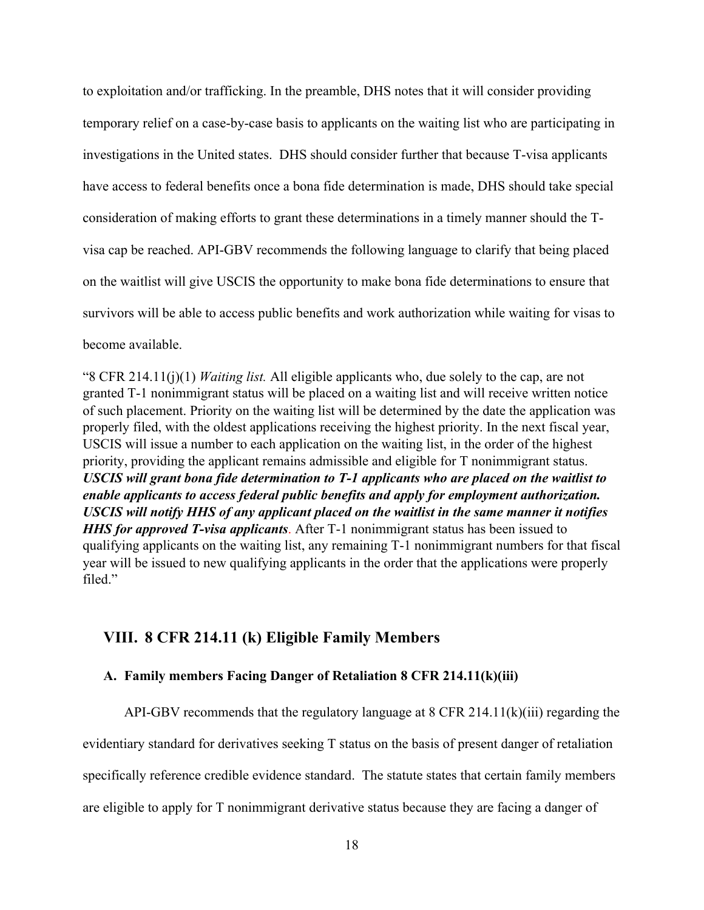to exploitation and/or trafficking. In the preamble, DHS notes that it will consider providing temporary relief on a case-by-case basis to applicants on the waiting list who are participating in investigations in the United states. DHS should consider further that because T-visa applicants have access to federal benefits once a bona fide determination is made, DHS should take special consideration of making efforts to grant these determinations in a timely manner should the T-visa cap be reached. API-GBV recommends the following language to clarify that being placed on the waitlist will give USCIS the opportunity to make bona fide determinations to ensure that survivors will be able to access public benefits and work authorization while waiting for visas to become available.

"8 CFR 214.11(j)(1) *Waiting list.* All eligible applicants who, due solely to the cap, are not granted T-1 nonimmigrant status will be placed on a waiting list and will receive written notice of such placement. Priority on the waiting list will be determined by the date the application was properly filed, with the oldest applications receiving the highest priority. In the next fiscal year, USCIS will issue a number to each application on the waiting list, in the order of the highest priority, providing the applicant remains admissible and eligible for T nonimmigrant status. ***USCIS will grant bona fide determination to T-1 applicants who are placed on the waitlist to enable applicants to access federal public benefits and apply for employment authorization. USCIS will notify HHS of any applicant placed on the waitlist in the same manner it notifies HHS for approved T-visa applicants***. After T-1 nonimmigrant status has been issued to qualifying applicants on the waiting list, any remaining T-1 nonimmigrant numbers for that fiscal year will be issued to new qualifying applicants in the order that the applications were properly filed."

## VIII. 8 CFR 214.11 (k) Eligible Family Members

### A. Family members Facing Danger of Retaliation 8 CFR 214.11(k)(iii)

API-GBV recommends that the regulatory language at 8 CFR 214.11(k)(iii) regarding the evidentiary standard for derivatives seeking T status on the basis of present danger of retaliation specifically reference credible evidence standard. The statute states that certain family members are eligible to apply for T nonimmigrant derivative status because they are facing a danger of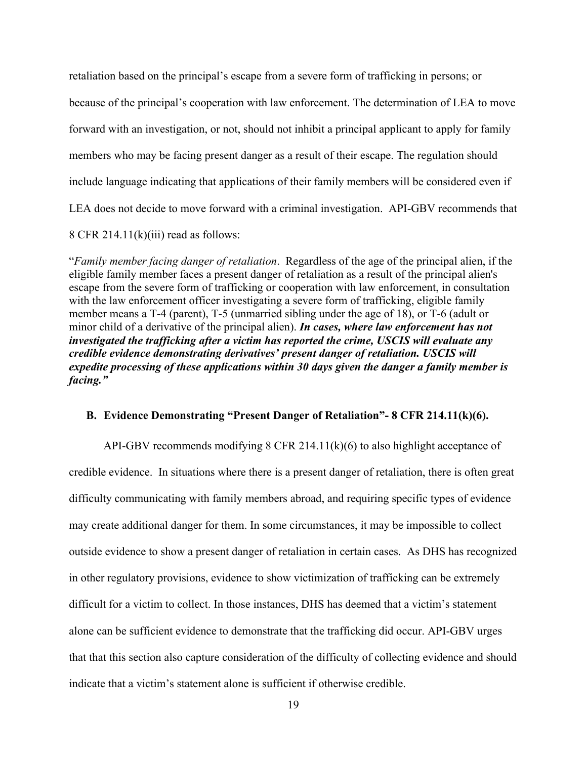retaliation based on the principal's escape from a severe form of trafficking in persons; or because of the principal's cooperation with law enforcement. The determination of LEA to move forward with an investigation, or not, should not inhibit a principal applicant to apply for family members who may be facing present danger as a result of their escape. The regulation should include language indicating that applications of their family members will be considered even if LEA does not decide to move forward with a criminal investigation. API-GBV recommends that 8 CFR 214.11(k)(iii) read as follows:

"*Family member facing danger of retaliation*. Regardless of the age of the principal alien, if the eligible family member faces a present danger of retaliation as a result of the principal alien's escape from the severe form of trafficking or cooperation with law enforcement, in consultation with the law enforcement officer investigating a severe form of trafficking, eligible family member means a T-4 (parent), T-5 (unmarried sibling under the age of 18), or T-6 (adult or minor child of a derivative of the principal alien). ***In cases, where law enforcement has not investigated the trafficking after a victim has reported the crime, USCIS will evaluate any credible evidence demonstrating derivatives' present danger of retaliation. USCIS will expedite processing of these applications within 30 days given the danger a family member is facing."***

### B. Evidence Demonstrating "Present Danger of Retaliation"- 8 CFR 214.11(k)(6).

API-GBV recommends modifying 8 CFR 214.11(k)(6) to also highlight acceptance of credible evidence. In situations where there is a present danger of retaliation, there is often great difficulty communicating with family members abroad, and requiring specific types of evidence may create additional danger for them. In some circumstances, it may be impossible to collect outside evidence to show a present danger of retaliation in certain cases. As DHS has recognized in other regulatory provisions, evidence to show victimization of trafficking can be extremely difficult for a victim to collect. In those instances, DHS has deemed that a victim's statement alone can be sufficient evidence to demonstrate that the trafficking did occur. API-GBV urges that that this section also capture consideration of the difficulty of collecting evidence and should indicate that a victim's statement alone is sufficient if otherwise credible.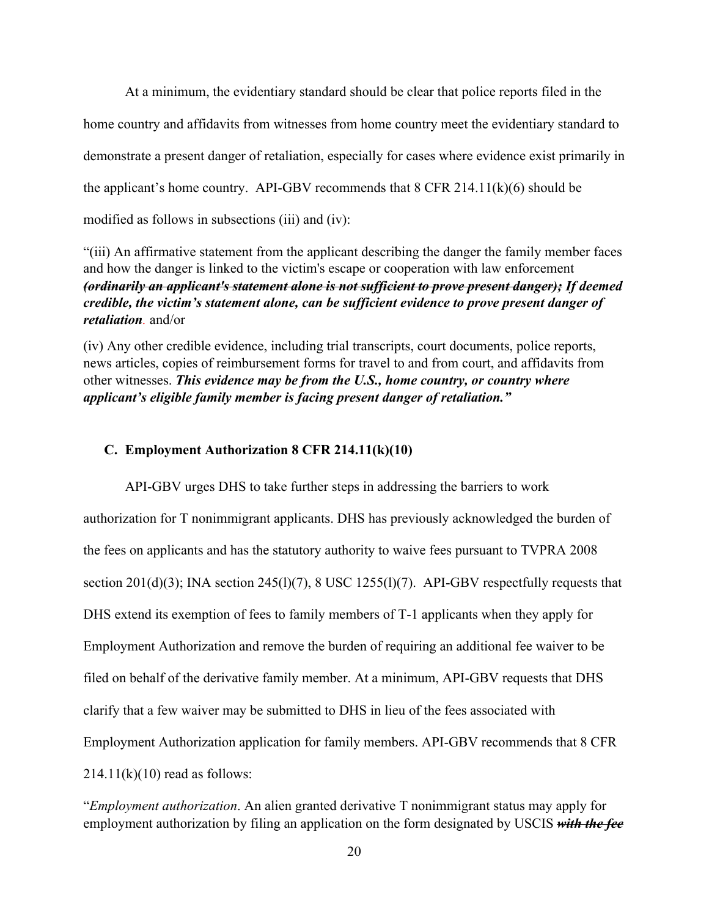At a minimum, the evidentiary standard should be clear that police reports filed in the home country and affidavits from witnesses from home country meet the evidentiary standard to demonstrate a present danger of retaliation, especially for cases where evidence exist primarily in the applicant's home country. API-GBV recommends that 8 CFR 214.11(k)(6) should be modified as follows in subsections (iii) and (iv):

"(iii) An affirmative statement from the applicant describing the danger the family member faces and how the danger is linked to the victim's escape or cooperation with law enforcement ***~~(ordinarily an applicant's statement alone is not sufficient to prove present danger);~~*** ***If deemed credible, the victim's statement alone, can be sufficient evidence to prove present danger of retaliation***. and/or

(iv) Any other credible evidence, including trial transcripts, court documents, police reports, news articles, copies of reimbursement forms for travel to and from court, and affidavits from other witnesses. ***This evidence may be from the U.S., home country, or country where applicant's eligible family member is facing present danger of retaliation."***

### C. Employment Authorization 8 CFR 214.11(k)(10)

API-GBV urges DHS to take further steps in addressing the barriers to work authorization for T nonimmigrant applicants. DHS has previously acknowledged the burden of the fees on applicants and has the statutory authority to waive fees pursuant to TVPRA 2008 section 201(d)(3); INA section 245(l)(7), 8 USC 1255(l)(7). API-GBV respectfully requests that DHS extend its exemption of fees to family members of T-1 applicants when they apply for Employment Authorization and remove the burden of requiring an additional fee waiver to be filed on behalf of the derivative family member. At a minimum, API-GBV requests that DHS clarify that a few waiver may be submitted to DHS in lieu of the fees associated with Employment Authorization application for family members. API-GBV recommends that 8 CFR 214.11(k)(10) read as follows:

"*Employment authorization*. An alien granted derivative T nonimmigrant status may apply for employment authorization by filing an application on the form designated by USCIS ***~~with the fee~~***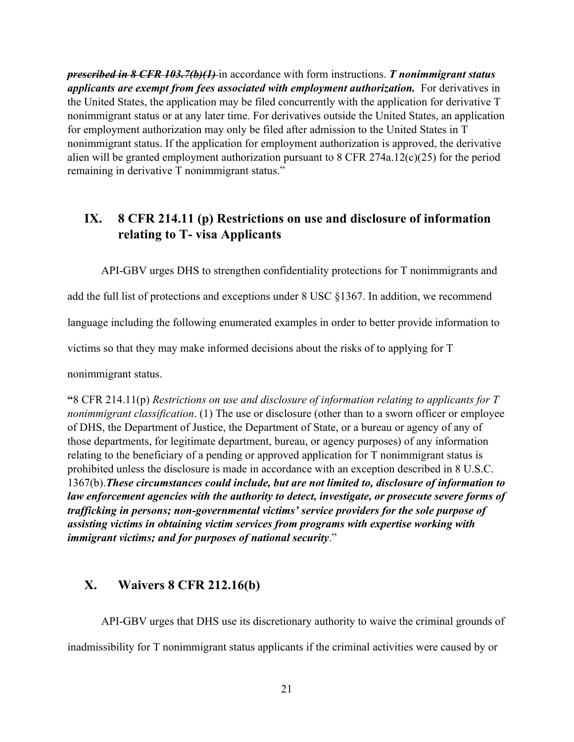~~***prescribed in 8 CFR 103.7(b)(1)***~~ in accordance with form instructions. ***T nonimmigrant status applicants are exempt from fees associated with employment authorization.*** For derivatives in the United States, the application may be filed concurrently with the application for derivative T nonimmigrant status or at any later time. For derivatives outside the United States, an application for employment authorization may only be filed after admission to the United States in T nonimmigrant status. If the application for employment authorization is approved, the derivative alien will be granted employment authorization pursuant to 8 CFR 274a.12(c)(25) for the period remaining in derivative T nonimmigrant status."

## IX. 8 CFR 214.11 (p) Restrictions on use and disclosure of information relating to T- visa Applicants

API-GBV urges DHS to strengthen confidentiality protections for T nonimmigrants and add the full list of protections and exceptions under 8 USC §1367. In addition, we recommend language including the following enumerated examples in order to better provide information to victims so that they may make informed decisions about the risks of to applying for T nonimmigrant status.

**"**8 CFR 214.11(p) *Restrictions on use and disclosure of information relating to applicants for T nonimmigrant classification*. (1) The use or disclosure (other than to a sworn officer or employee of DHS, the Department of Justice, the Department of State, or a bureau or agency of any of those departments, for legitimate department, bureau, or agency purposes) of any information relating to the beneficiary of a pending or approved application for T nonimmigrant status is prohibited unless the disclosure is made in accordance with an exception described in 8 U.S.C. 1367(b).***These circumstances could include, but are not limited to, disclosure of information to law enforcement agencies with the authority to detect, investigate, or prosecute severe forms of trafficking in persons; non-governmental victims' service providers for the sole purpose of assisting victims in obtaining victim services from programs with expertise working with immigrant victims; and for purposes of national security***."

## X. Waivers 8 CFR 212.16(b)

API-GBV urges that DHS use its discretionary authority to waive the criminal grounds of inadmissibility for T nonimmigrant status applicants if the criminal activities were caused by or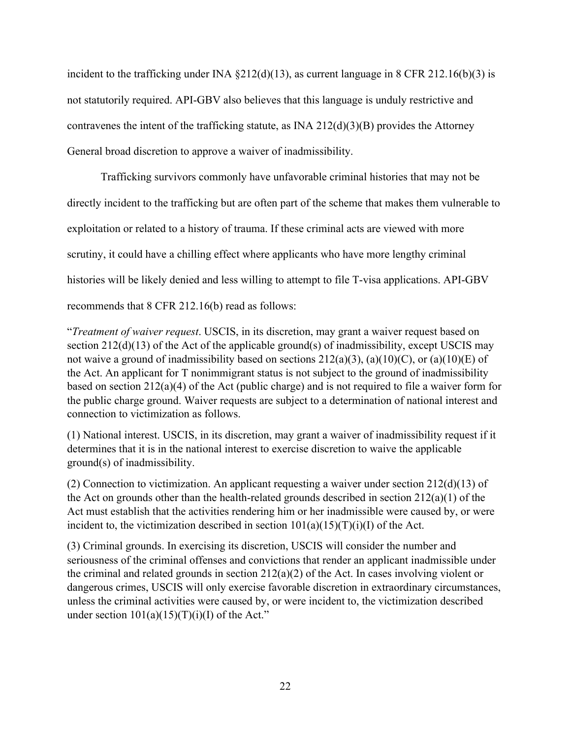incident to the trafficking under INA §212(d)(13), as current language in 8 CFR 212.16(b)(3) is not statutorily required. API-GBV also believes that this language is unduly restrictive and contravenes the intent of the trafficking statute, as INA 212(d)(3)(B) provides the Attorney General broad discretion to approve a waiver of inadmissibility.

Trafficking survivors commonly have unfavorable criminal histories that may not be directly incident to the trafficking but are often part of the scheme that makes them vulnerable to exploitation or related to a history of trauma. If these criminal acts are viewed with more scrutiny, it could have a chilling effect where applicants who have more lengthy criminal histories will be likely denied and less willing to attempt to file T-visa applications. API-GBV recommends that 8 CFR 212.16(b) read as follows:

"*Treatment of waiver request*. USCIS, in its discretion, may grant a waiver request based on section 212(d)(13) of the Act of the applicable ground(s) of inadmissibility, except USCIS may not waive a ground of inadmissibility based on sections 212(a)(3), (a)(10)(C), or (a)(10)(E) of the Act. An applicant for T nonimmigrant status is not subject to the ground of inadmissibility based on section 212(a)(4) of the Act (public charge) and is not required to file a waiver form for the public charge ground. Waiver requests are subject to a determination of national interest and connection to victimization as follows.

(1) National interest. USCIS, in its discretion, may grant a waiver of inadmissibility request if it determines that it is in the national interest to exercise discretion to waive the applicable ground(s) of inadmissibility.

(2) Connection to victimization. An applicant requesting a waiver under section 212(d)(13) of the Act on grounds other than the health-related grounds described in section 212(a)(1) of the Act must establish that the activities rendering him or her inadmissible were caused by, or were incident to, the victimization described in section 101(a)(15)(T)(i)(I) of the Act.

(3) Criminal grounds. In exercising its discretion, USCIS will consider the number and seriousness of the criminal offenses and convictions that render an applicant inadmissible under the criminal and related grounds in section 212(a)(2) of the Act. In cases involving violent or dangerous crimes, USCIS will only exercise favorable discretion in extraordinary circumstances, unless the criminal activities were caused by, or were incident to, the victimization described under section 101(a)(15)(T)(i)(I) of the Act."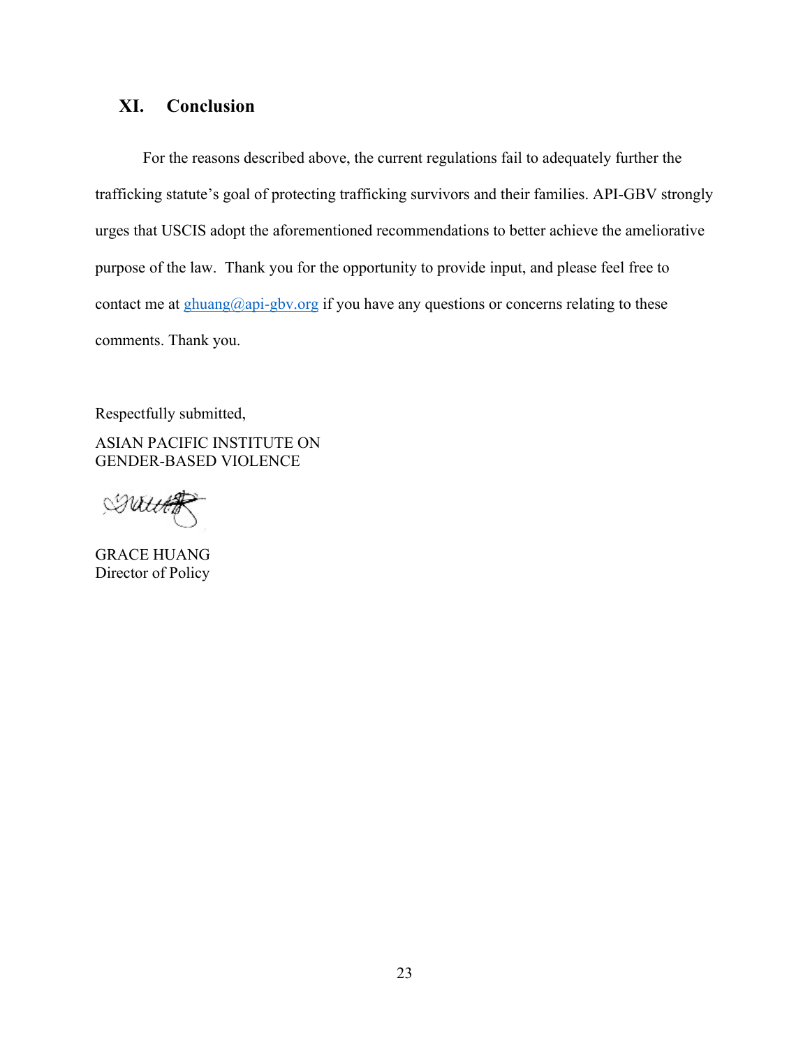## XI. Conclusion

For the reasons described above, the current regulations fail to adequately further the trafficking statute's goal of protecting trafficking survivors and their families. API-GBV strongly urges that USCIS adopt the aforementioned recommendations to better achieve the ameliorative purpose of the law. Thank you for the opportunity to provide input, and please feel free to contact me at ghuang@api-gbv.org if you have any questions or concerns relating to these comments. Thank you.

Respectfully submitted,

ASIAN PACIFIC INSTITUTE ON
GENDER-BASED VIOLENCE

GRACE HUANG
Director of Policy